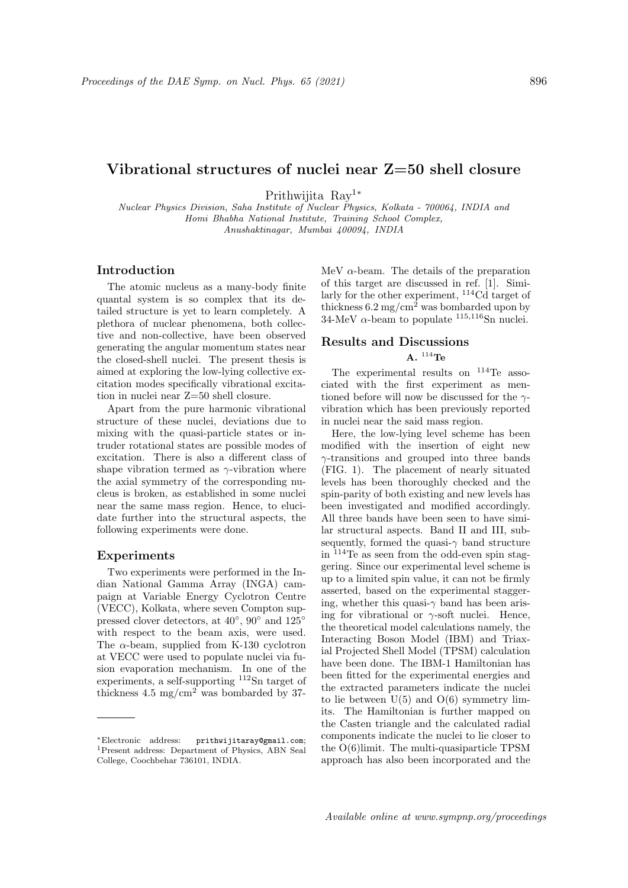# Vibrational structures of nuclei near Z=50 shell closure

Prithwijita Ray[1*]

*Nuclear Physics Division, Saha Institute of Nuclear Physics, Kolkata - 700064, INDIA and Homi Bhabha National Institute, Training School Complex, Anushaktinagar, Mumbai 400094, INDIA*

## Introduction

The atomic nucleus as a many-body finite quantal system is so complex that its detailed structure is yet to learn completely. A plethora of nuclear phenomena, both collective and non-collective, have been observed generating the angular momentum states near the closed-shell nuclei. The present thesis is aimed at exploring the low-lying collective excitation modes specifically vibrational excitation in nuclei near Z=50 shell closure.

Apart from the pure harmonic vibrational structure of these nuclei, deviations due to mixing with the quasi-particle states or intruder rotational states are possible modes of excitation. There is also a different class of shape vibration termed as $\gamma$-vibration where the axial symmetry of the corresponding nucleus is broken, as established in some nuclei near the same mass region. Hence, to elucidate further into the structural aspects, the following experiments were done.

## Experiments

Two experiments were performed in the Indian National Gamma Array (INGA) campaign at Variable Energy Cyclotron Centre (VECC), Kolkata, where seven Compton suppressed clover detectors, at 40°, 90° and 125° with respect to the beam axis, were used. The $\alpha$-beam, supplied from K-130 cyclotron at VECC were used to populate nuclei via fusion evaporation mechanism. In one of the experiments, a self-supporting $^{112}$Sn target of thickness 4.5 mg/cm$^2$ was bombarded by 37-MeV $\alpha$-beam. The details of the preparation of this target are discussed in ref. [1]. Similarly for the other experiment, $^{114}$Cd target of thickness 6.2 mg/cm$^2$ was bombarded upon by 34-MeV $\alpha$-beam to populate $^{115,116}$Sn nuclei.

## Results and Discussions

### A. $^{114}$Te

The experimental results on $^{114}$Te associated with the first experiment as mentioned before will now be discussed for the $\gamma$-vibration which has been previously reported in nuclei near the said mass region.

Here, the low-lying level scheme has been modified with the insertion of eight new $\gamma$-transitions and grouped into three bands (FIG. 1). The placement of nearly situated levels has been thoroughly checked and the spin-parity of both existing and new levels has been investigated and modified accordingly. All three bands have been seen to have similar structural aspects. Band II and III, subsequently, formed the quasi-$\gamma$ band structure in $^{114}$Te as seen from the odd-even spin staggering. Since our experimental level scheme is up to a limited spin value, it can not be firmly asserted, based on the experimental staggering, whether this quasi-$\gamma$ band has been arising for vibrational or $\gamma$-soft nuclei. Hence, the theoretical model calculations namely, the Interacting Boson Model (IBM) and Triaxial Projected Shell Model (TPSM) calculation have been done. The IBM-1 Hamiltonian has been fitted for the experimental energies and the extracted parameters indicate the nuclei to lie between U(5) and O(6) symmetry limits. The Hamiltonian is further mapped on the Casten triangle and the calculated radial components indicate the nuclei to lie closer to the O(6)limit. The multi-quasiparticle TPSM approach has also been incorporated and the

---

*Electronic address: prithwijitaray@gmail.com;
[1]Present address: Department of Physics, ABN Seal College, Coochbehar 736101, INDIA.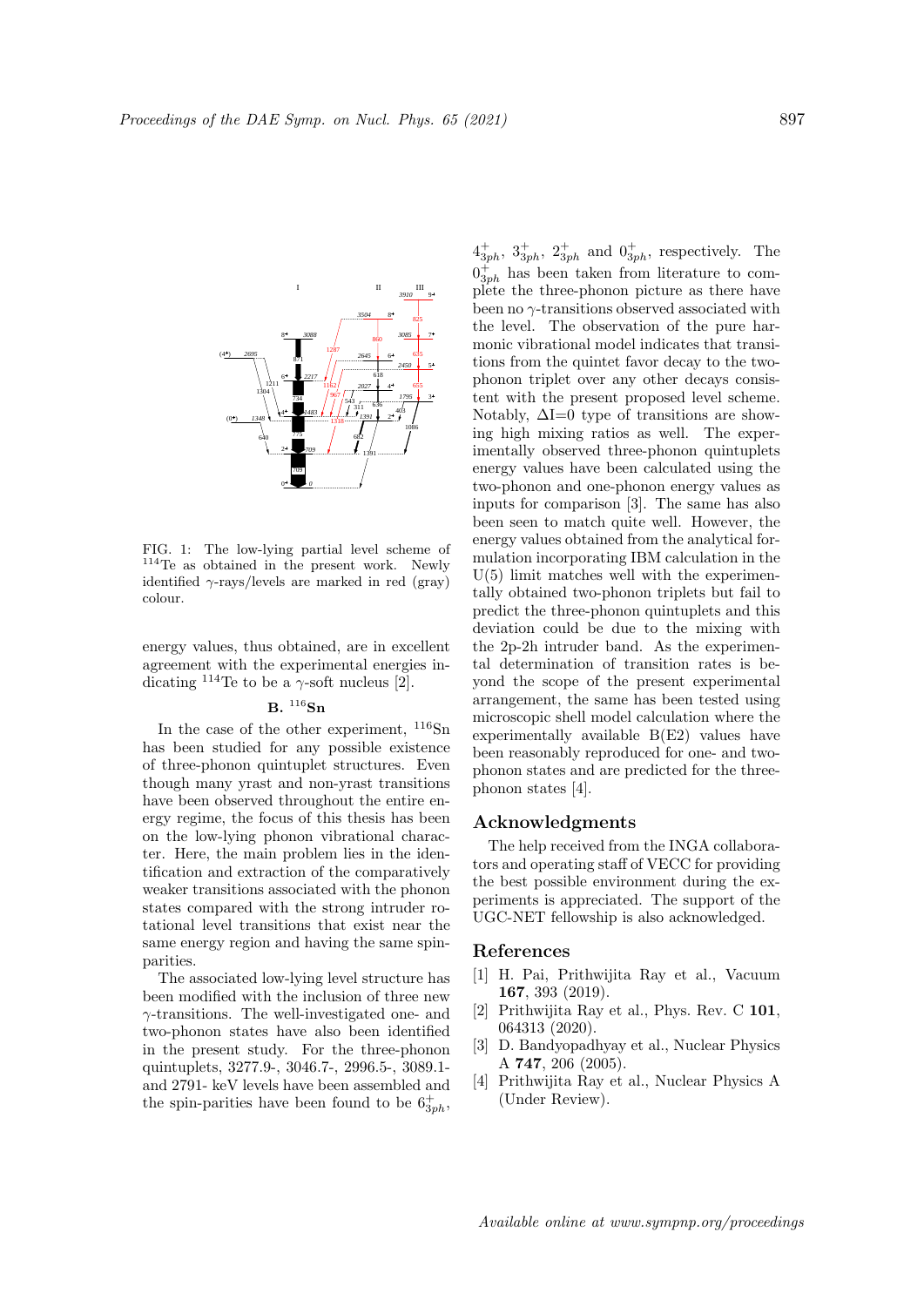I
II
III
3910 9+
3504 8+
825
3088 8+
860
3085 7+
1287
653
(4+) 2695
871
2645 6+
2450 5+
6+ 2217
618
1211
1162
655
1304
2027 4+
1795 3+
734
967
543
636
311
4+ 1483
1391
2+
403
(0+) 1348
1318
1086
775
682
640
2+ 1709
1391
709
0+ 0

FIG. 1: The low-lying partial level scheme of $^{114}$Te as obtained in the present work. Newly identified $\gamma$-rays/levels are marked in red (gray) colour.

energy values, thus obtained, are in excellent agreement with the experimental energies indicating $^{114}$Te to be a $\gamma$-soft nucleus [2].

### B. $^{116}$Sn

In the case of the other experiment, $^{116}$Sn has been studied for any possible existence of three-phonon quintuplet structures. Even though many yrast and non-yrast transitions have been observed throughout the entire energy regime, the focus of this thesis has been on the low-lying phonon vibrational character. Here, the main problem lies in the identification and extraction of the comparatively weaker transitions associated with the phonon states compared with the strong intruder rotational level transitions that exist near the same energy region and having the same spin-parities.

The associated low-lying level structure has been modified with the inclusion of three new $\gamma$-transitions. The well-investigated one- and two-phonon states have also been identified in the present study. For the three-phonon quintuplets, 3277.9-, 3046.7-, 2996.5-, 3089.1- and 2791- keV levels have been assembled and the spin-parities have been found to be $6^+_{3ph}$, $4^+_{3ph}$, $3^+_{3ph}$, $2^+_{3ph}$ and $0^+_{3ph}$, respectively. The $0^+_{3ph}$ has been taken from literature to complete the three-phonon picture as there have been no $\gamma$-transitions observed associated with the level. The observation of the pure harmonic vibrational model indicates that transitions from the quintet favor decay to the two-phonon triplet over any other decays consistent with the present proposed level scheme. Notably, $\Delta$I=0 type of transitions are showing high mixing ratios as well. The experimentally observed three-phonon quintuplets energy values have been calculated using the two-phonon and one-phonon energy values as inputs for comparison [3]. The same has also been seen to match quite well. However, the energy values obtained from the analytical formulation incorporating IBM calculation in the U(5) limit matches well with the experimentally obtained two-phonon triplets but fail to predict the three-phonon quintuplets and this deviation could be due to the mixing with the 2p-2h intruder band. As the experimental determination of transition rates is beyond the scope of the present experimental arrangement, the same has been tested using microscopic shell model calculation where the experimentally available B(E2) values have been reasonably reproduced for one- and two-phonon states and are predicted for the three-phonon states [4].

## Acknowledgments

The help received from the INGA collaborators and operating staff of VECC for providing the best possible environment during the experiments is appreciated. The support of the UGC-NET fellowship is also acknowledged.

## References

- [1] H. Pai, Prithwijita Ray et al., Vacuum **167**, 393 (2019).
- [2] Prithwijita Ray et al., Phys. Rev. C **101**, 064313 (2020).
- [3] D. Bandyopadhyay et al., Nuclear Physics A **747**, 206 (2005).
- [4] Prithwijita Ray et al., Nuclear Physics A (Under Review).